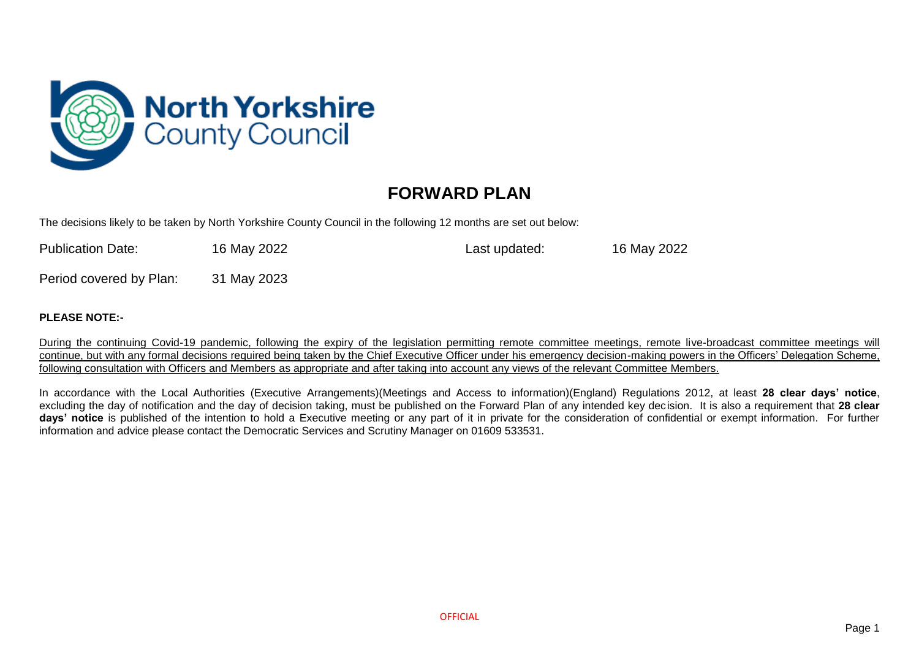North Yorkshire County Council

# FORWARD PLAN

The decisions likely to be taken by North Yorkshire County Council in the following 12 months are set out below:

Publication Date: 16 May 2022

Last updated: 16 May 2022

Period covered by Plan: 31 May 2023

**PLEASE NOTE:-**

During the continuing Covid-19 pandemic, following the expiry of the legislation permitting remote committee meetings, remote live-broadcast committee meetings will continue, but with any formal decisions required being taken by the Chief Executive Officer under his emergency decision-making powers in the Officers' Delegation Scheme, following consultation with Officers and Members as appropriate and after taking into account any views of the relevant Committee Members.

In accordance with the Local Authorities (Executive Arrangements)(Meetings and Access to information)(England) Regulations 2012, at least **28 clear days' notice**, excluding the day of notification and the day of decision taking, must be published on the Forward Plan of any intended key decision. It is also a requirement that **28 clear days' notice** is published of the intention to hold a Executive meeting or any part of it in private for the consideration of confidential or exempt information. For further information and advice please contact the Democratic Services and Scrutiny Manager on 01609 533531.

OFFICIAL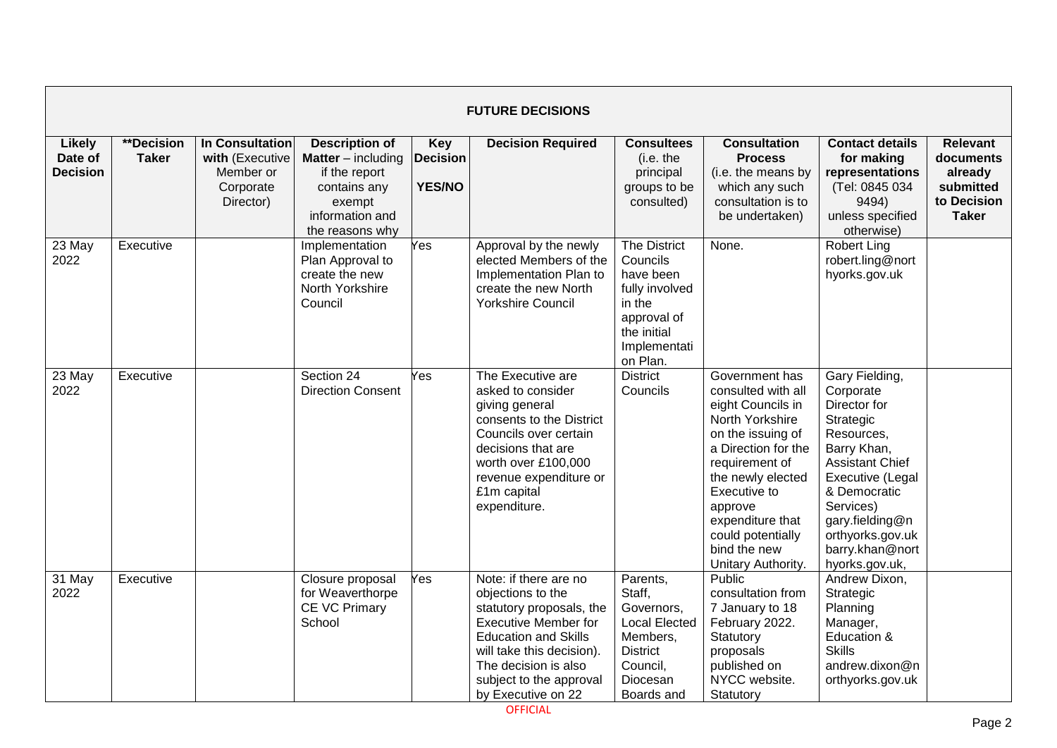| FUTURE DECISIONS | | | | | | | | | |
|---|---|---|---|---|---|---|---|---|---|
| **Likely Date of Decision** | **\*\*Decision Taker** | **In Consultation with** (Executive Member or Corporate Director) | **Description of Matter** – including if the report contains any exempt information and the reasons why | **Key Decision YES/NO** | **Decision Required** | **Consultees** (i.e. the principal groups to be consulted) | **Consultation Process** (i.e. the means by which any such consultation is to be undertaken) | **Contact details for making representations** (Tel: 0845 034 9494) unless specified otherwise) | **Relevant documents already submitted to Decision Taker** |
| 23 May 2022 | Executive | | Implementation Plan Approval to create the new North Yorkshire Council | Yes | Approval by the newly elected Members of the Implementation Plan to create the new North Yorkshire Council | The District Councils have been fully involved in the approval of the initial Implementation Plan. | None. | Robert Ling robert.ling@northyorks.gov.uk | |
| 23 May 2022 | Executive | | Section 24 Direction Consent | Yes | The Executive are asked to consider giving general consents to the District Councils over certain decisions that are worth over £100,000 revenue expenditure or £1m capital expenditure. | District Councils | Government has consulted with all eight Councils in North Yorkshire on the issuing of a Direction for the requirement of the newly elected Executive to approve expenditure that could potentially bind the new Unitary Authority. | Gary Fielding, Corporate Director for Strategic Resources, Barry Khan, Assistant Chief Executive (Legal & Democratic Services) gary.fielding@northyorks.gov.uk barry.khan@northyorks.gov.uk, | |
| 31 May 2022 | Executive | | Closure proposal for Weaverthorpe CE VC Primary School | Yes | Note: if there are no objections to the statutory proposals, the Executive Member for Education and Skills will take this decision). The decision is also subject to the approval by Executive on 22 | Parents, Staff, Governors, Local Elected Members, District Council, Diocesan Boards and | Public consultation from 7 January to 18 February 2022. Statutory proposals published on NYCC website. Statutory | Andrew Dixon, Strategic Planning Manager, Education & Skills andrew.dixon@northyorks.gov.uk | |

OFFICIAL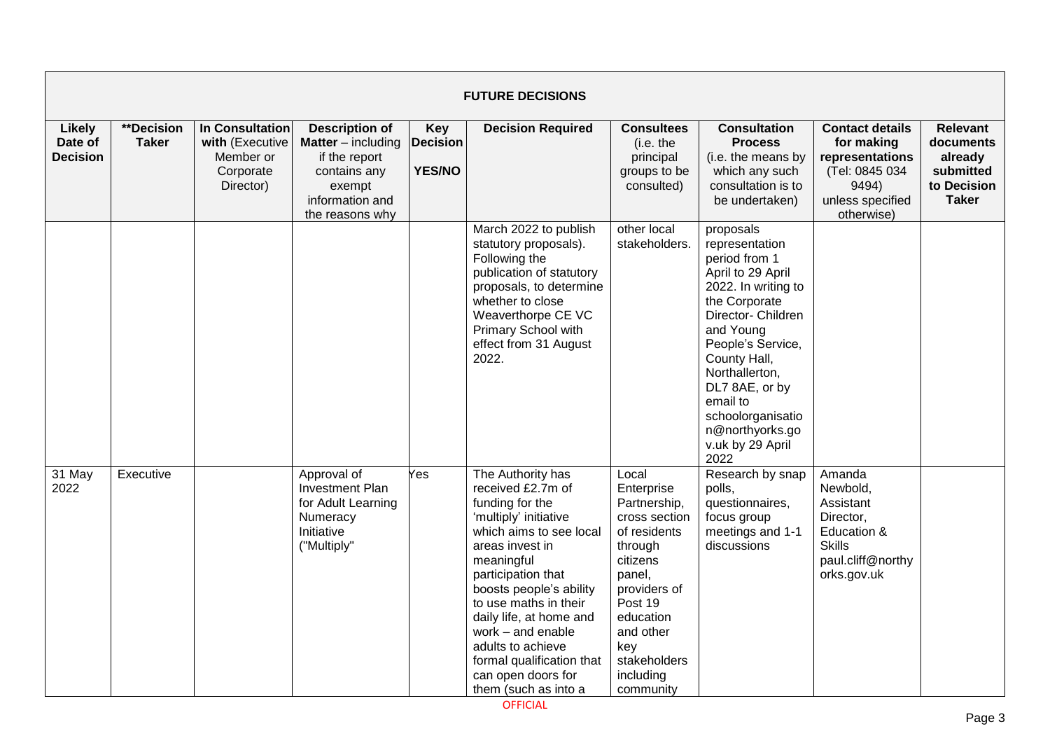**FUTURE DECISIONS**

| Likely Date of Decision | **Decision Taker | In Consultation with (Executive Member or Corporate Director) | Description of Matter – including if the report contains any exempt information and the reasons why | Key Decision YES/NO | Decision Required | Consultees (i.e. the principal groups to be consulted) | Consultation Process (i.e. the means by which any such consultation is to be undertaken) | Contact details for making representations (Tel: 0845 034 9494) unless specified otherwise) | Relevant documents already submitted to Decision Taker |
|---|---|---|---|---|---|---|---|---|---|
| | | | | | March 2022 to publish statutory proposals). Following the publication of statutory proposals, to determine whether to close Weaverthorpe CE VC Primary School with effect from 31 August 2022. | other local stakeholders. | proposals representation period from 1 April to 29 April 2022. In writing to the Corporate Director- Children and Young People's Service, County Hall, Northallerton, DL7 8AE, or by email to schoolorganisation@northyorks.gov.uk by 29 April 2022 | | |
| 31 May 2022 | Executive | | Approval of Investment Plan for Adult Learning Numeracy Initiative ("Multiply" | Yes | The Authority has received £2.7m of funding for the 'multiply' initiative which aims to see local areas invest in meaningful participation that boosts people's ability to use maths in their daily life, at home and work – and enable adults to achieve formal qualification that can open doors for them (such as into a | Local Enterprise Partnership, cross section of residents through citizens panel, providers of Post 19 education and other key stakeholders including community | Research by snap polls, questionnaires, focus group meetings and 1-1 discussions | Amanda Newbold, Assistant Director, Education & Skills paul.cliff@northyorks.gov.uk | |

OFFICIAL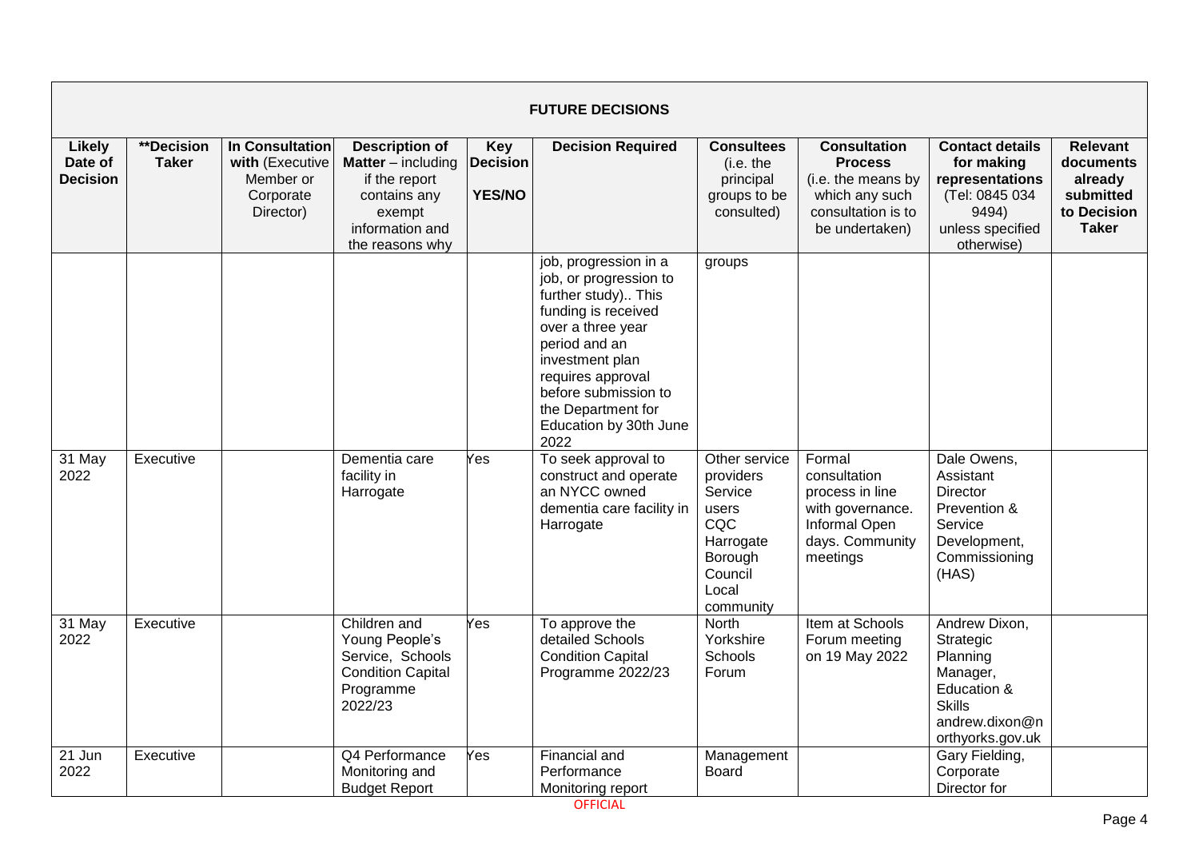**FUTURE DECISIONS**

| Likely Date of Decision | **Decision Taker | In Consultation with (Executive Member or Corporate Director) | Description of Matter – including if the report contains any exempt information and the reasons why | Key Decision YES/NO | Decision Required | Consultees (i.e. the principal groups to be consulted) | Consultation Process (i.e. the means by which any such consultation is to be undertaken) | Contact details for making representations (Tel: 0845 034 9494) unless specified otherwise) | Relevant documents already submitted to Decision Taker |
|---|---|---|---|---|---|---|---|---|---|
| | | | | | job, progression in a job, or progression to further study).. This funding is received over a three year period and an investment plan requires approval before submission to the Department for Education by 30th June 2022 | groups | | | |
| 31 May 2022 | Executive | | Dementia care facility in Harrogate | Yes | To seek approval to construct and operate an NYCC owned dementia care facility in Harrogate | Other service providers Service users CQC Harrogate Borough Council Local community | Formal consultation process in line with governance. Informal Open days. Community meetings | Dale Owens, Assistant Director Prevention & Service Development, Commissioning (HAS) | |
| 31 May 2022 | Executive | | Children and Young People's Service, Schools Condition Capital Programme 2022/23 | Yes | To approve the detailed Schools Condition Capital Programme 2022/23 | North Yorkshire Schools Forum | Item at Schools Forum meeting on 19 May 2022 | Andrew Dixon, Strategic Planning Manager, Education & Skills andrew.dixon@northyorks.gov.uk | |
| 21 Jun 2022 | Executive | | Q4 Performance Monitoring and Budget Report | Yes | Financial and Performance Monitoring report | Management Board | | Gary Fielding, Corporate Director for | |

OFFICIAL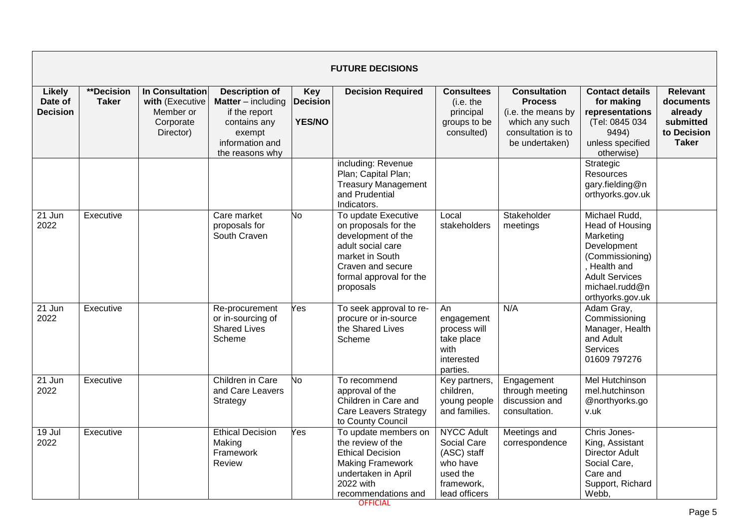| **FUTURE DECISIONS** | | | | | | | | | |
|---|---|---|---|---|---|---|---|---|---|
| **Likely Date of Decision** | ****Decision Taker** | **In Consultation with** (Executive Member or Corporate Director) | **Description of Matter** – including if the report contains any exempt information and the reasons why | **Key Decision YES/NO** | **Decision Required** | **Consultees** (i.e. the principal groups to be consulted) | **Consultation Process** (i.e. the means by which any such consultation is to be undertaken) | **Contact details for making representations** (Tel: 0845 034 9494) unless specified otherwise) | **Relevant documents already submitted to Decision Taker** |
| | | | | | including: Revenue Plan; Capital Plan; Treasury Management and Prudential Indicators. | | | Strategic Resources gary.fielding@northyorks.gov.uk | |
| 21 Jun 2022 | Executive | | Care market proposals for South Craven | No | To update Executive on proposals for the development of the adult social care market in South Craven and secure formal approval for the proposals | Local stakeholders | Stakeholder meetings | Michael Rudd, Head of Housing Marketing Development (Commissioning), Health and Adult Services michael.rudd@northyorks.gov.uk | |
| 21 Jun 2022 | Executive | | Re-procurement or in-sourcing of Shared Lives Scheme | Yes | To seek approval to re-procure or in-source the Shared Lives Scheme | An engagement process will take place with interested parties. | N/A | Adam Gray, Commissioning Manager, Health and Adult Services 01609 797276 | |
| 21 Jun 2022 | Executive | | Children in Care and Care Leavers Strategy | No | To recommend approval of the Children in Care and Care Leavers Strategy to County Council | Key partners, children, young people and families. | Engagement through meeting discussion and consultation. | Mel Hutchinson mel.hutchinson@northyorks.gov.uk | |
| 19 Jul 2022 | Executive | | Ethical Decision Making Framework Review | Yes | To update members on the review of the Ethical Decision Making Framework undertaken in April 2022 with recommendations and | NYCC Adult Social Care (ASC) staff who have used the framework, lead officers | Meetings and correspondence | Chris Jones-King, Assistant Director Adult Social Care, Care and Support, Richard Webb, | |

OFFICIAL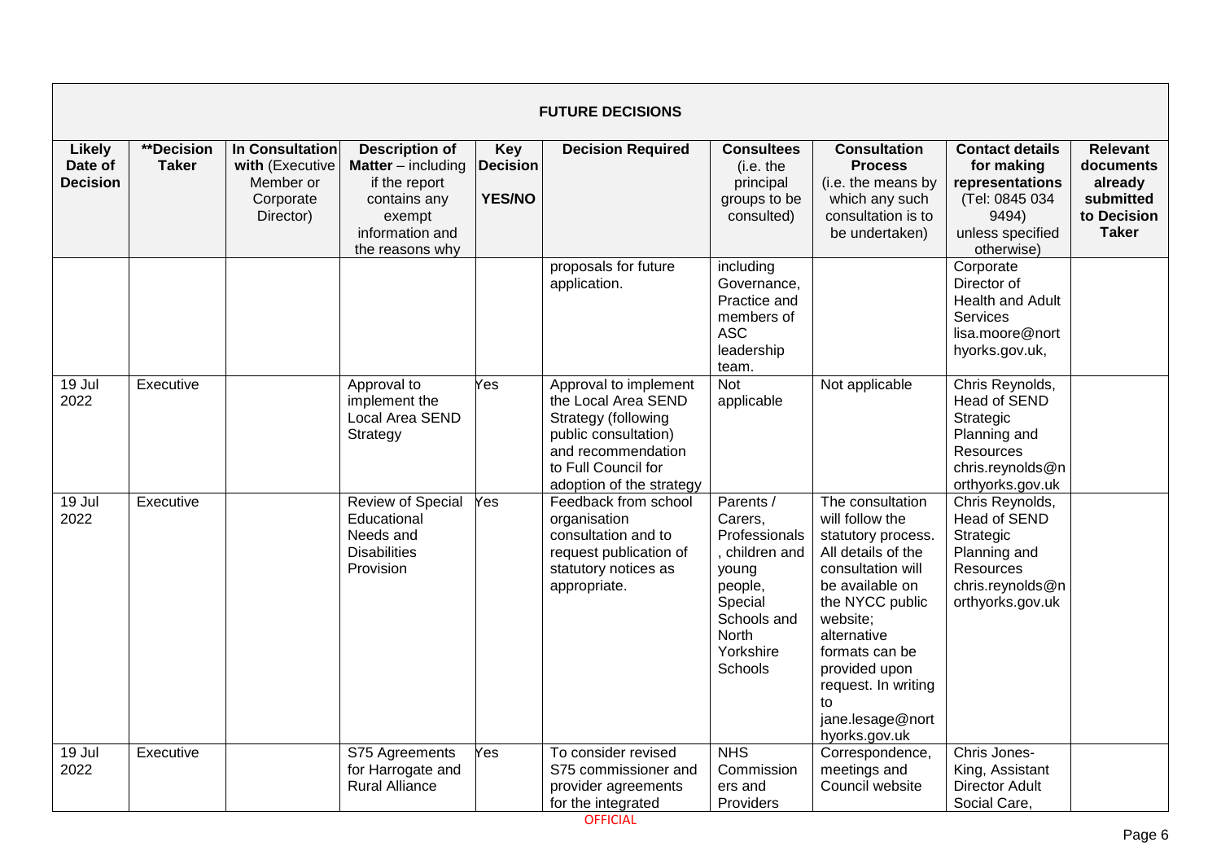| FUTURE DECISIONS | | | | | | | | | |
|---|---|---|---|---|---|---|---|---|---|
| **Likely Date of Decision** | **\*\*Decision Taker** | **In Consultation with** (Executive Member or Corporate Director) | **Description of Matter** – including if the report contains any exempt information and the reasons why | **Key Decision YES/NO** | **Decision Required** | **Consultees** (i.e. the principal groups to be consulted) | **Consultation Process** (i.e. the means by which any such consultation is to be undertaken) | **Contact details for making representations** (Tel: 0845 034 9494) unless specified otherwise) | **Relevant documents already submitted to Decision Taker** |
| | | | | | proposals for future application. | including Governance, Practice and members of ASC leadership team. | | Corporate Director of Health and Adult Services lisa.moore@northyorks.gov.uk, | |
| 19 Jul 2022 | Executive | | Approval to implement the Local Area SEND Strategy | Yes | Approval to implement the Local Area SEND Strategy (following public consultation) and recommendation to Full Council for adoption of the strategy | Not applicable | Not applicable | Chris Reynolds, Head of SEND Strategic Planning and Resources chris.reynolds@northyorks.gov.uk | |
| 19 Jul 2022 | Executive | | Review of Special Educational Needs and Disabilities Provision | Yes | Feedback from school organisation consultation and to request publication of statutory notices as appropriate. | Parents / Carers, Professionals, children and young people, Special Schools and North Yorkshire Schools | The consultation will follow the statutory process. All details of the consultation will be available on the NYCC public website; alternative formats can be provided upon request. In writing to jane.lesage@northyorks.gov.uk | Chris Reynolds, Head of SEND Strategic Planning and Resources chris.reynolds@northyorks.gov.uk | |
| 19 Jul 2022 | Executive | | S75 Agreements for Harrogate and Rural Alliance | Yes | To consider revised S75 commissioner and provider agreements for the integrated | NHS Commissioners and Providers | Correspondence, meetings and Council website | Chris Jones-King, Assistant Director Adult Social Care, | |

OFFICIAL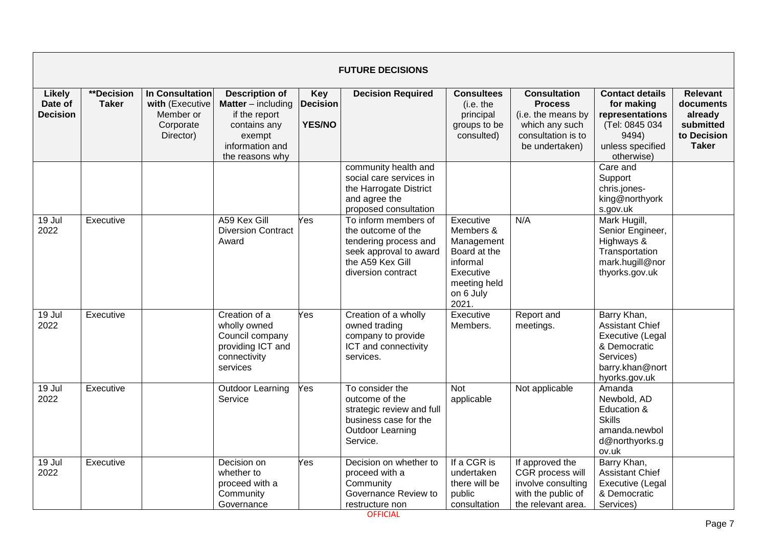**FUTURE DECISIONS**

| Likely Date of Decision | **Decision Taker | In Consultation with (Executive Member or Corporate Director) | Description of Matter – including if the report contains any exempt information and the reasons why | Key Decision YES/NO | Decision Required | Consultees (i.e. the principal groups to be consulted) | Consultation Process (i.e. the means by which any such consultation is to be undertaken) | Contact details for making representations (Tel: 0845 034 9494) unless specified otherwise) | Relevant documents already submitted to Decision Taker |
|---|---|---|---|---|---|---|---|---|---|
| | | | | | community health and social care services in the Harrogate District and agree the proposed consultation | | | Care and Support chris.jones-king@northyorks.gov.uk | |
| 19 Jul 2022 | Executive | | A59 Kex Gill Diversion Contract Award | Yes | To inform members of the outcome of the tendering process and seek approval to award the A59 Kex Gill diversion contract | Executive Members & Management Board at the informal Executive meeting held on 6 July 2021. | N/A | Mark Hugill, Senior Engineer, Highways & Transportation mark.hugill@northyorks.gov.uk | |
| 19 Jul 2022 | Executive | | Creation of a wholly owned Council company providing ICT and connectivity services | Yes | Creation of a wholly owned trading company to provide ICT and connectivity services. | Executive Members. | Report and meetings. | Barry Khan, Assistant Chief Executive (Legal & Democratic Services) barry.khan@northyorks.gov.uk | |
| 19 Jul 2022 | Executive | | Outdoor Learning Service | Yes | To consider the outcome of the strategic review and full business case for the Outdoor Learning Service. | Not applicable | Not applicable | Amanda Newbold, AD Education & Skills amanda.newbold@northyorks.gov.uk | |
| 19 Jul 2022 | Executive | | Decision on whether to proceed with a Community Governance | Yes | Decision on whether to proceed with a Community Governance Review to restructure non | If a CGR is undertaken there will be public consultation | If approved the CGR process will involve consulting with the public of the relevant area. | Barry Khan, Assistant Chief Executive (Legal & Democratic Services) | |

OFFICIAL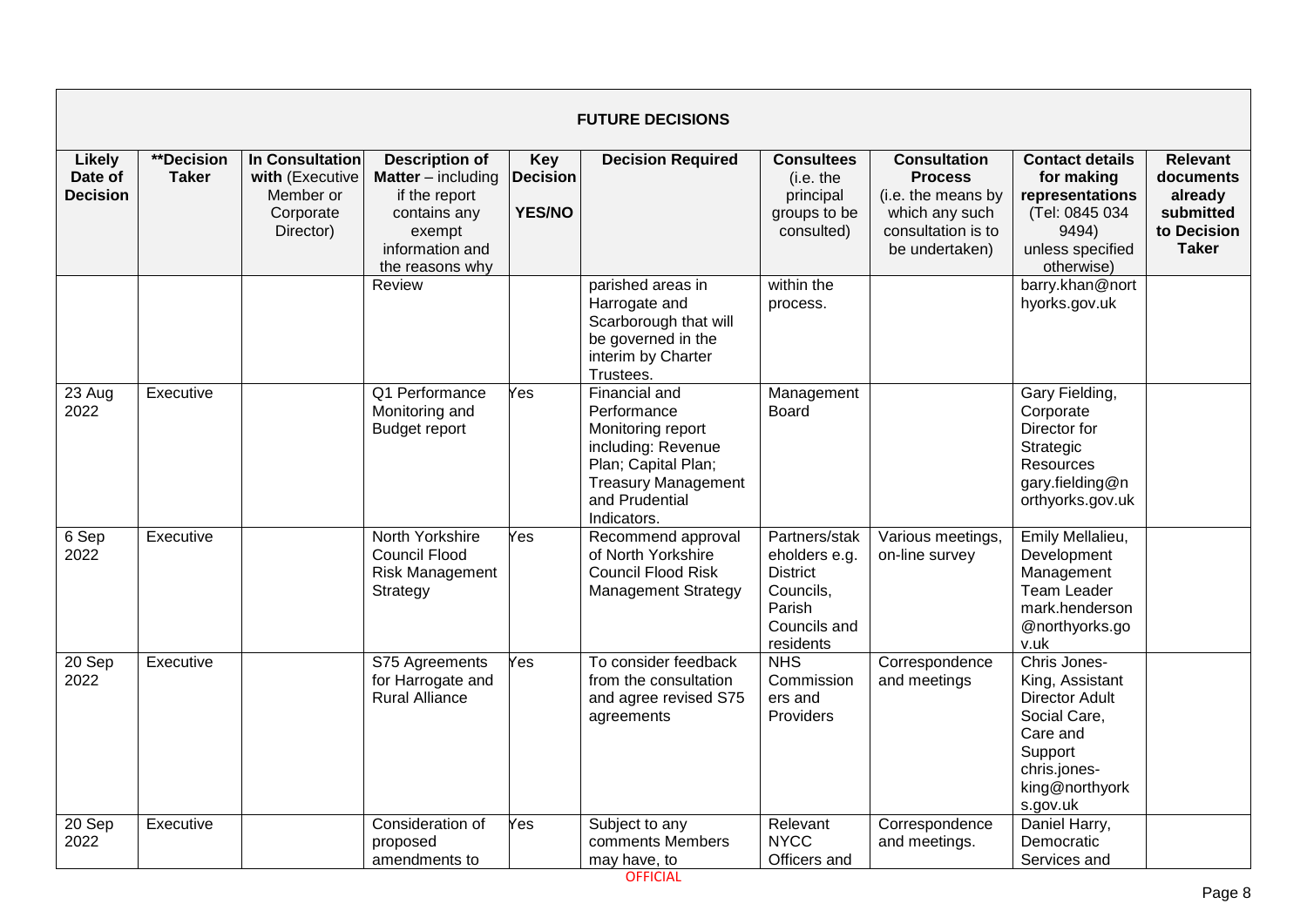| FUTURE DECISIONS | | | | | | | | | |
|---|---|---|---|---|---|---|---|---|---|
| **Likely Date of Decision** | **\*\*Decision Taker** | **In Consultation with** (Executive Member or Corporate Director) | **Description of Matter** – including if the report contains any exempt information and the reasons why | **Key Decision YES/NO** | **Decision Required** | **Consultees** (i.e. the principal groups to be consulted) | **Consultation Process** (i.e. the means by which any such consultation is to be undertaken) | **Contact details for making representations** (Tel: 0845 034 9494) unless specified otherwise) | **Relevant documents already submitted to Decision Taker** |
| | | | Review | | parished areas in Harrogate and Scarborough that will be governed in the interim by Charter Trustees. | within the process. | | barry.khan@northyorks.gov.uk | |
| 23 Aug 2022 | Executive | | Q1 Performance Monitoring and Budget report | Yes | Financial and Performance Monitoring report including: Revenue Plan; Capital Plan; Treasury Management and Prudential Indicators. | Management Board | | Gary Fielding, Corporate Director for Strategic Resources gary.fielding@northyorks.gov.uk | |
| 6 Sep 2022 | Executive | | North Yorkshire Council Flood Risk Management Strategy | Yes | Recommend approval of North Yorkshire Council Flood Risk Management Strategy | Partners/stakeholders e.g. District Councils, Parish Councils and residents | Various meetings, on-line survey | Emily Mellalieu, Development Management Team Leader mark.henderson@northyorks.gov.uk | |
| 20 Sep 2022 | Executive | | S75 Agreements for Harrogate and Rural Alliance | Yes | To consider feedback from the consultation and agree revised S75 agreements | NHS Commissioners and Providers | Correspondence and meetings | Chris Jones-King, Assistant Director Adult Social Care, Care and Support chris.jones-king@northyorks.gov.uk | |
| 20 Sep 2022 | Executive | | Consideration of proposed amendments to | Yes | Subject to any comments Members may have, to | Relevant NYCC Officers and | Correspondence and meetings. | Daniel Harry, Democratic Services and | |

OFFICIAL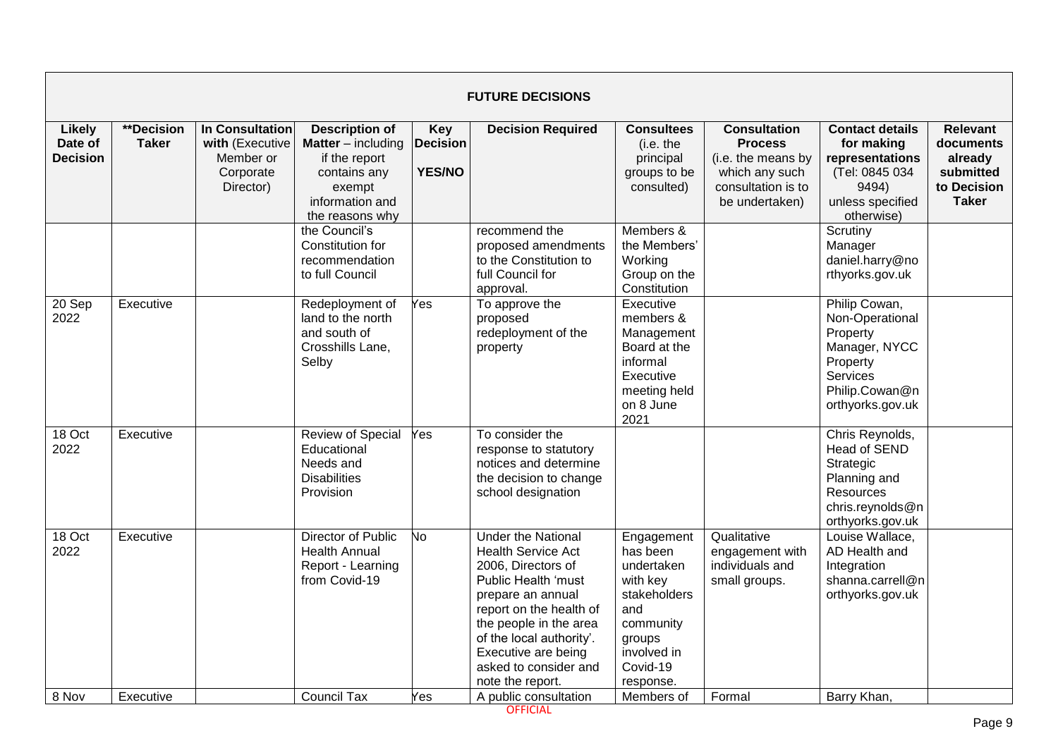## FUTURE DECISIONS

| Likely Date of Decision | **Decision Taker | In Consultation with (Executive Member or Corporate Director) | Description of Matter – including if the report contains any exempt information and the reasons why | Key Decision YES/NO | Decision Required | Consultees (i.e. the principal groups to be consulted) | Consultation Process (i.e. the means by which any such consultation is to be undertaken) | Contact details for making representations (Tel: 0845 034 9494) unless specified otherwise) | Relevant documents already submitted to Decision Taker |
|---|---|---|---|---|---|---|---|---|---|
| | | | the Council's Constitution for recommendation to full Council | | recommend the proposed amendments to the Constitution to full Council for approval. | Members & the Members' Working Group on the Constitution | | Scrutiny Manager daniel.harry@northyorks.gov.uk | |
| 20 Sep 2022 | Executive | | Redeployment of land to the north and south of Crosshills Lane, Selby | Yes | To approve the proposed redeployment of the property | Executive members & Management Board at the informal Executive meeting held on 8 June 2021 | | Philip Cowan, Non-Operational Property Manager, NYCC Property Services Philip.Cowan@northyorks.gov.uk | |
| 18 Oct 2022 | Executive | | Review of Special Educational Needs and Disabilities Provision | Yes | To consider the response to statutory notices and determine the decision to change school designation | | | Chris Reynolds, Head of SEND Strategic Planning and Resources chris.reynolds@northyorks.gov.uk | |
| 18 Oct 2022 | Executive | | Director of Public Health Annual Report - Learning from Covid-19 | No | Under the National Health Service Act 2006, Directors of Public Health 'must prepare an annual report on the health of the people in the area of the local authority'. Executive are being asked to consider and note the report. | Engagement has been undertaken with key stakeholders and community groups involved in Covid-19 response. | Qualitative engagement with individuals and small groups. | Louise Wallace, AD Health and Integration shanna.carrell@northyorks.gov.uk | |
| 8 Nov | Executive | | Council Tax | Yes | A public consultation | Members of | Formal | Barry Khan, | |

OFFICIAL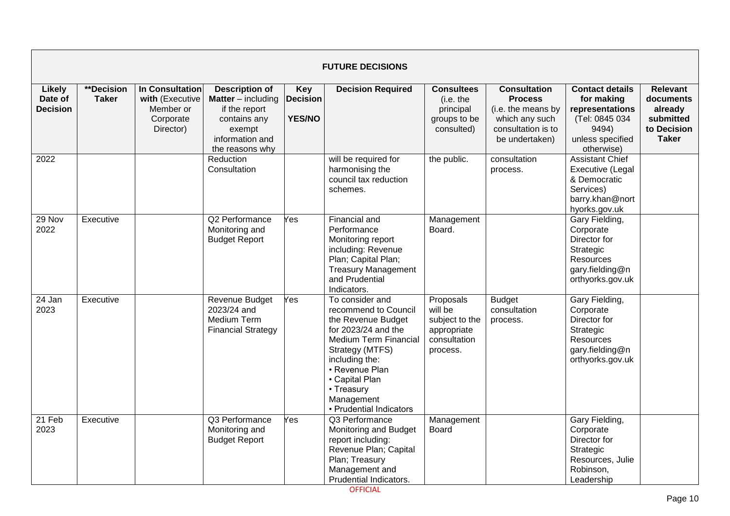| FUTURE DECISIONS | | | | | | | | | |
|---|---|---|---|---|---|---|---|---|---|
| **Likely Date of Decision** | **\*\*Decision Taker** | **In Consultation with** (Executive Member or Corporate Director) | **Description of Matter** – including if the report contains any exempt information and the reasons why | **Key Decision YES/NO** | **Decision Required** | **Consultees** (i.e. the principal groups to be consulted) | **Consultation Process** (i.e. the means by which any such consultation is to be undertaken) | **Contact details for making representations** (Tel: 0845 034 9494) unless specified otherwise) | **Relevant documents already submitted to Decision Taker** |
| 2022 | | | Reduction Consultation | | will be required for harmonising the council tax reduction schemes. | the public. | consultation process. | Assistant Chief Executive (Legal & Democratic Services) barry.khan@northyorks.gov.uk | |
| 29 Nov 2022 | Executive | | Q2 Performance Monitoring and Budget Report | Yes | Financial and Performance Monitoring report including: Revenue Plan; Capital Plan; Treasury Management and Prudential Indicators. | Management Board. | | Gary Fielding, Corporate Director for Strategic Resources gary.fielding@northyorks.gov.uk | |
| 24 Jan 2023 | Executive | | Revenue Budget 2023/24 and Medium Term Financial Strategy | Yes | To consider and recommend to Council the Revenue Budget for 2023/24 and the Medium Term Financial Strategy (MTFS) including the: • Revenue Plan • Capital Plan • Treasury Management • Prudential Indicators | Proposals will be subject to the appropriate consultation process. | Budget consultation process. | Gary Fielding, Corporate Director for Strategic Resources gary.fielding@northyorks.gov.uk | |
| 21 Feb 2023 | Executive | | Q3 Performance Monitoring and Budget Report | Yes | Q3 Performance Monitoring and Budget report including: Revenue Plan; Capital Plan; Treasury Management and Prudential Indicators. | Management Board | | Gary Fielding, Corporate Director for Strategic Resources, Julie Robinson, Leadership | |

OFFICIAL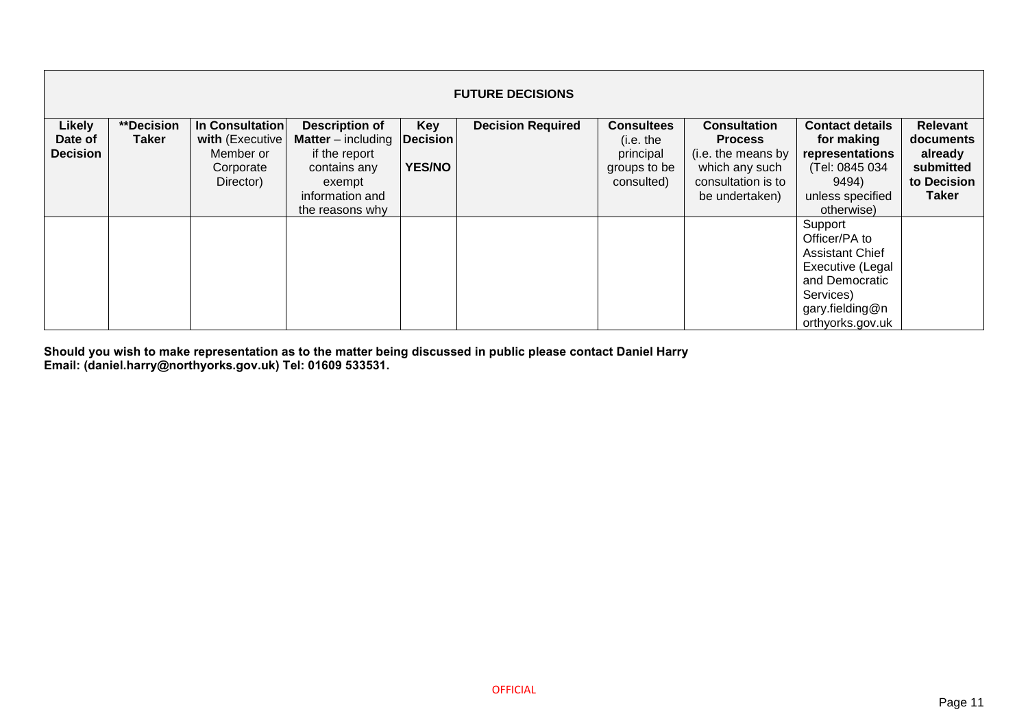## FUTURE DECISIONS

| Likely Date of Decision | **Decision Taker | In Consultation with (Executive Member or Corporate Director) | Description of Matter – including if the report contains any exempt information and the reasons why | Key Decision YES/NO | Decision Required | Consultees (i.e. the principal groups to be consulted) | Consultation Process (i.e. the means by which any such consultation is to be undertaken) | Contact details for making representations (Tel: 0845 034 9494) unless specified otherwise) | Relevant documents already submitted to Decision Taker |
|---|---|---|---|---|---|---|---|---|---|
| | | | | | | | | Support Officer/PA to Assistant Chief Executive (Legal and Democratic Services) gary.fielding@northyorks.gov.uk | |

**Should you wish to make representation as to the matter being discussed in public please contact Daniel Harry Email: (daniel.harry@northyorks.gov.uk) Tel: 01609 533531.**

OFFICIAL